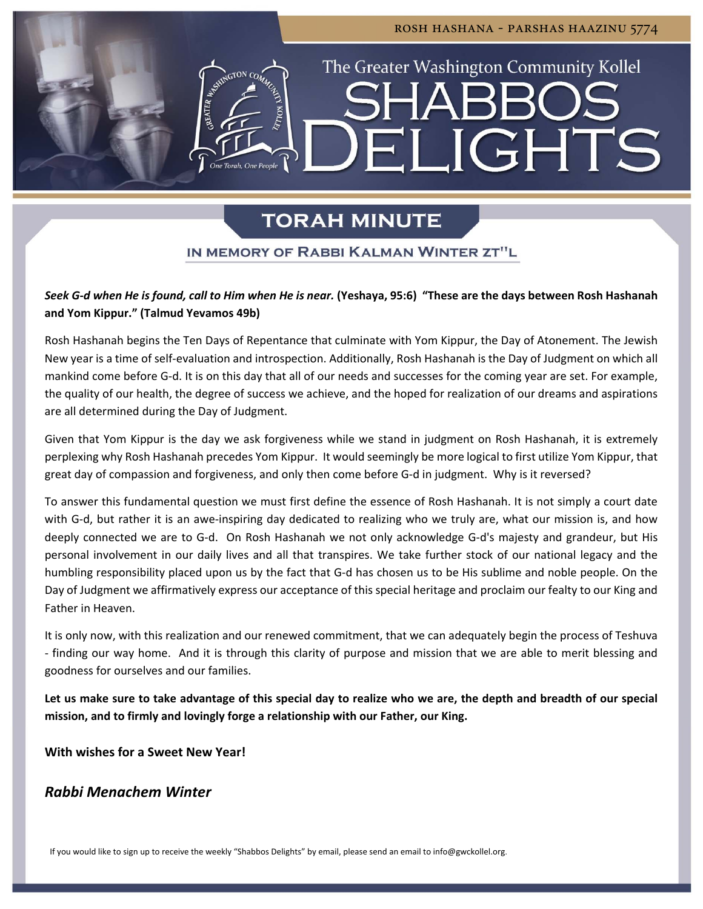ROSH HASHANA - PARSHAS HAAZINU 5774

The Greater Washington Community Kollel

# SHABBOS DELIGHTS

## TORAH MINUTE

### IN MEMORY OF RABBI KALMAN WINTER ZT"L

***Seek G-d when He is found, call to Him when He is near.* (Yeshaya, 95:6) "These are the days between Rosh Hashanah and Yom Kippur." (Talmud Yevamos 49b)**

Rosh Hashanah begins the Ten Days of Repentance that culminate with Yom Kippur, the Day of Atonement. The Jewish New year is a time of self-evaluation and introspection. Additionally, Rosh Hashanah is the Day of Judgment on which all mankind come before G-d. It is on this day that all of our needs and successes for the coming year are set. For example, the quality of our health, the degree of success we achieve, and the hoped for realization of our dreams and aspirations are all determined during the Day of Judgment.

Given that Yom Kippur is the day we ask forgiveness while we stand in judgment on Rosh Hashanah, it is extremely perplexing why Rosh Hashanah precedes Yom Kippur. It would seemingly be more logical to first utilize Yom Kippur, that great day of compassion and forgiveness, and only then come before G-d in judgment. Why is it reversed?

To answer this fundamental question we must first define the essence of Rosh Hashanah. It is not simply a court date with G-d, but rather it is an awe-inspiring day dedicated to realizing who we truly are, what our mission is, and how deeply connected we are to G-d. On Rosh Hashanah we not only acknowledge G-d's majesty and grandeur, but His personal involvement in our daily lives and all that transpires. We take further stock of our national legacy and the humbling responsibility placed upon us by the fact that G-d has chosen us to be His sublime and noble people. On the Day of Judgment we affirmatively express our acceptance of this special heritage and proclaim our fealty to our King and Father in Heaven.

It is only now, with this realization and our renewed commitment, that we can adequately begin the process of Teshuva - finding our way home. And it is through this clarity of purpose and mission that we are able to merit blessing and goodness for ourselves and our families.

**Let us make sure to take advantage of this special day to realize who we are, the depth and breadth of our special mission, and to firmly and lovingly forge a relationship with our Father, our King.**

**With wishes for a Sweet New Year!**

***Rabbi Menachem Winter***

If you would like to sign up to receive the weekly "Shabbos Delights" by email, please send an email to info@gwckollel.org.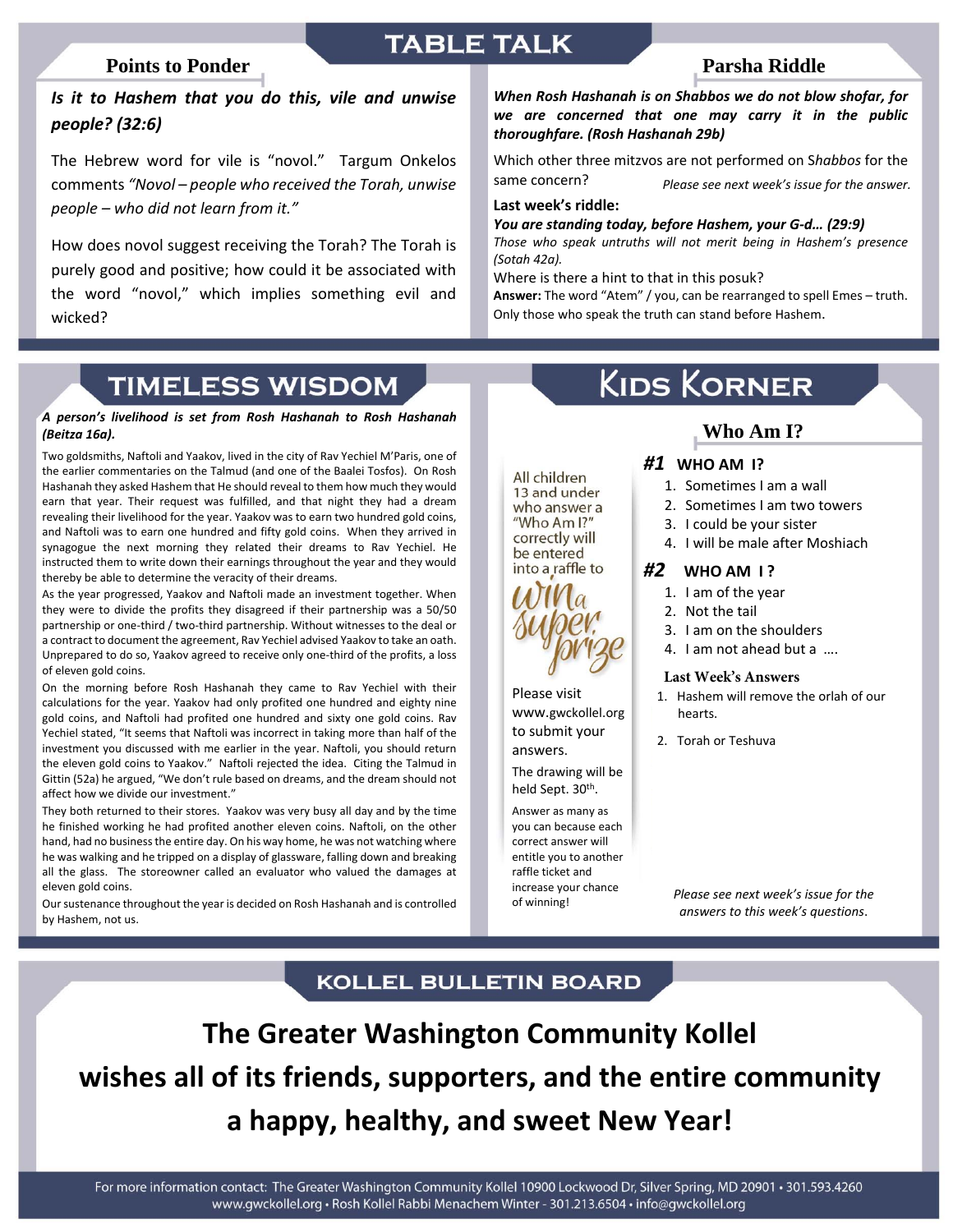# TABLE TALK

## Points to Ponder

***Is it to Hashem that you do this, vile and unwise people? (32:6)***

The Hebrew word for vile is "novol." Targum Onkelos comments *"Novol – people who received the Torah, unwise people – who did not learn from it."*

How does novol suggest receiving the Torah? The Torah is purely good and positive; how could it be associated with the word "novol," which implies something evil and wicked?

## Parsha Riddle

***When Rosh Hashanah is on Shabbos we do not blow shofar, for we are concerned that one may carry it in the public thoroughfare. (Rosh Hashanah 29b)***

Which other three mitzvos are not performed on S*habbos* for the same concern? *Please see next week's issue for the answer.*

**Last week's riddle:**

***You are standing today, before Hashem, your G-d… (29:9)***

*Those who speak untruths will not merit being in Hashem's presence (Sotah 42a).*

Where is there a hint to that in this posuk?

**Answer:** The word "Atem" / you, can be rearranged to spell Emes – truth. Only those who speak the truth can stand before Hashem.

# TIMELESS WISDOM

***A person's livelihood is set from Rosh Hashanah to Rosh Hashanah (Beitza 16a).***

Two goldsmiths, Naftoli and Yaakov, lived in the city of Rav Yechiel M'Paris, one of the earlier commentaries on the Talmud (and one of the Baalei Tosfos). On Rosh Hashanah they asked Hashem that He should reveal to them how much they would earn that year. Their request was fulfilled, and that night they had a dream revealing their livelihood for the year. Yaakov was to earn two hundred gold coins, and Naftoli was to earn one hundred and fifty gold coins. When they arrived in synagogue the next morning they related their dreams to Rav Yechiel. He instructed them to write down their earnings throughout the year and they would thereby be able to determine the veracity of their dreams.

As the year progressed, Yaakov and Naftoli made an investment together. When they were to divide the profits they disagreed if their partnership was a 50/50 partnership or one-third / two-third partnership. Without witnesses to the deal or a contract to document the agreement, Rav Yechiel advised Yaakov to take an oath. Unprepared to do so, Yaakov agreed to receive only one-third of the profits, a loss of eleven gold coins.

On the morning before Rosh Hashanah they came to Rav Yechiel with their calculations for the year. Yaakov had only profited one hundred and eighty nine gold coins, and Naftoli had profited one hundred and sixty one gold coins. Rav Yechiel stated, "It seems that Naftoli was incorrect in taking more than half of the investment you discussed with me earlier in the year. Naftoli, you should return the eleven gold coins to Yaakov." Naftoli rejected the idea. Citing the Talmud in Gittin (52a) he argued, "We don't rule based on dreams, and the dream should not affect how we divide our investment."

They both returned to their stores. Yaakov was very busy all day and by the time he finished working he had profited another eleven coins. Naftoli, on the other hand, had no business the entire day. On his way home, he was not watching where he was walking and he tripped on a display of glassware, falling down and breaking all the glass. The storeowner called an evaluator who valued the damages at eleven gold coins.

Our sustenance throughout the year is decided on Rosh Hashanah and is controlled by Hashem, not us.

# KIDS KORNER

## Who Am I?

All children 13 and under who answer a "Who Am I?" correctly will be entered into a raffle to

**win a super prize**

Please visit www.gwckollel.org to submit your answers.

The drawing will be held Sept. 30th.

Answer as many as you can because each correct answer will entitle you to another raffle ticket and increase your chance of winning!

### #1 WHO AM I?

1. Sometimes I am a wall
2. Sometimes I am two towers
3. I could be your sister
4. I will be male after Moshiach

### #2 WHO AM I?

1. I am of the year
2. Not the tail
3. I am on the shoulders
4. I am not ahead but a ….

### Last Week's Answers

1. Hashem will remove the orlah of our hearts.
2. Torah or Teshuva

*Please see next week's issue for the answers to this week's questions.*

# KOLLEL BULLETIN BOARD

**The Greater Washington Community Kollel wishes all of its friends, supporters, and the entire community a happy, healthy, and sweet New Year!**

For more information contact: The Greater Washington Community Kollel 10900 Lockwood Dr, Silver Spring, MD 20901 • 301.593.4260
www.gwckollel.org • Rosh Kollel Rabbi Menachem Winter - 301.213.6504 • info@gwckollel.org